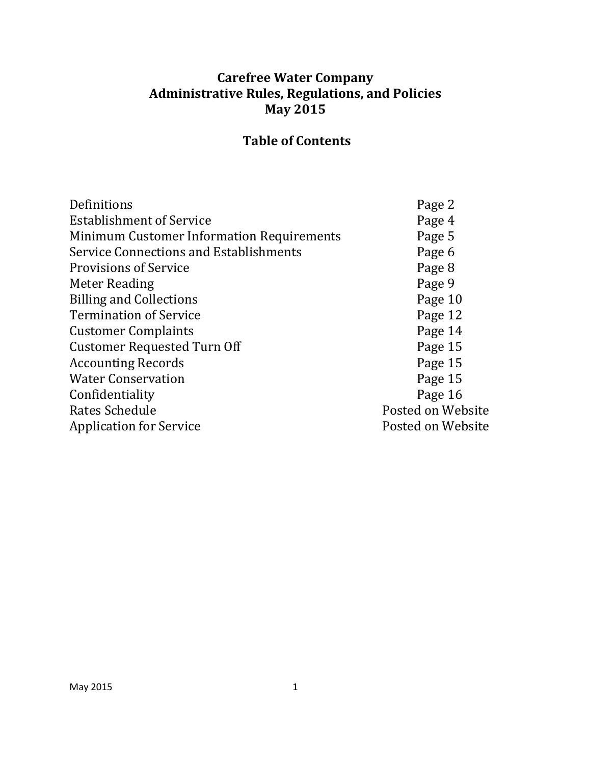# Carefree Water Company
# Administrative Rules, Regulations, and Policies
# May 2015

## Table of Contents

| | |
|---|---|
| Definitions | Page 2 |
| Establishment of Service | Page 4 |
| Minimum Customer Information Requirements | Page 5 |
| Service Connections and Establishments | Page 6 |
| Provisions of Service | Page 8 |
| Meter Reading | Page 9 |
| Billing and Collections | Page 10 |
| Termination of Service | Page 12 |
| Customer Complaints | Page 14 |
| Customer Requested Turn Off | Page 15 |
| Accounting Records | Page 15 |
| Water Conservation | Page 15 |
| Confidentiality | Page 16 |
| Rates Schedule | Posted on Website |
| Application for Service | Posted on Website |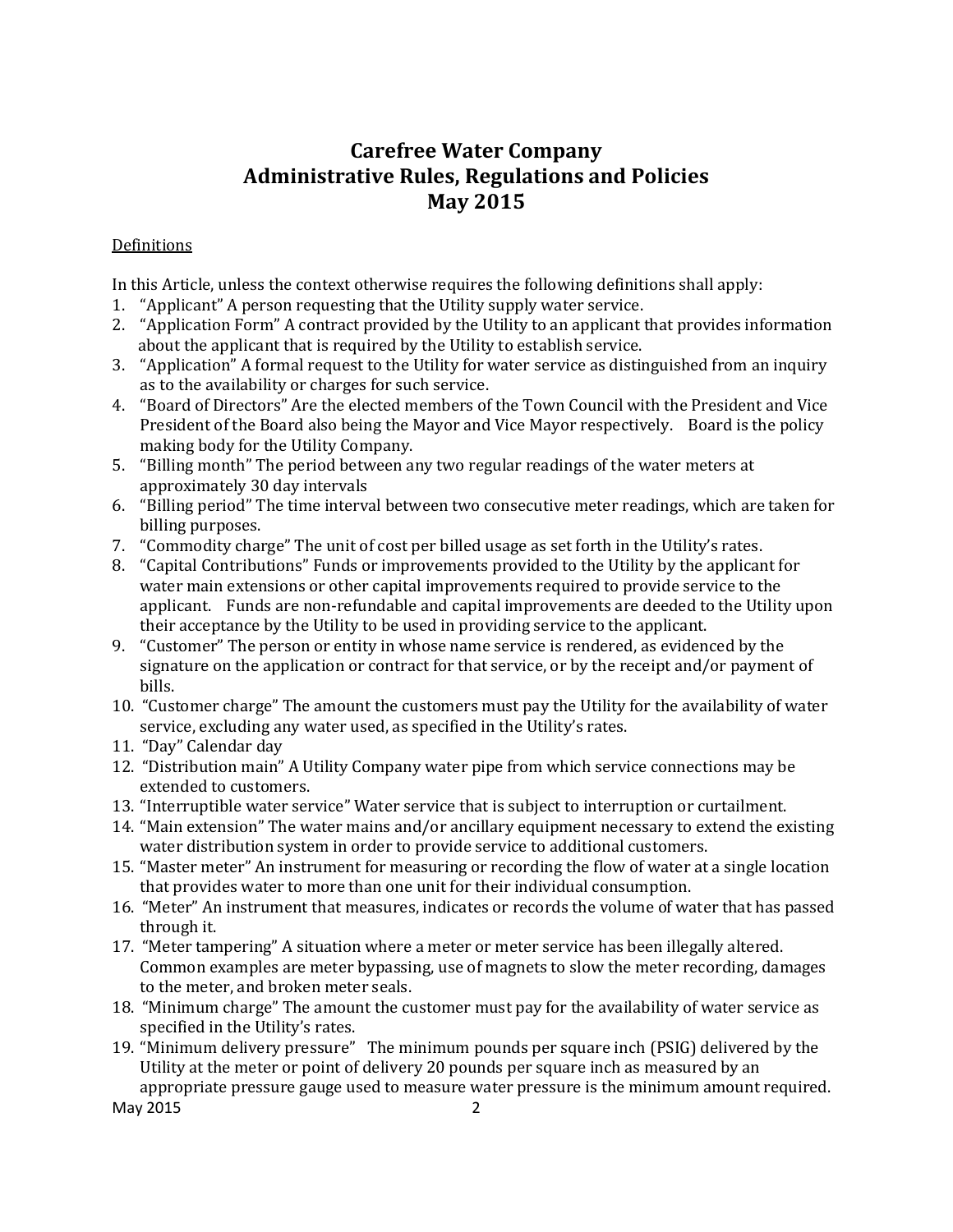# Carefree Water Company
# Administrative Rules, Regulations and Policies
# May 2015

Definitions

In this Article, unless the context otherwise requires the following definitions shall apply:

1. "Applicant" A person requesting that the Utility supply water service.
2. "Application Form" A contract provided by the Utility to an applicant that provides information about the applicant that is required by the Utility to establish service.
3. "Application" A formal request to the Utility for water service as distinguished from an inquiry as to the availability or charges for such service.
4. "Board of Directors" Are the elected members of the Town Council with the President and Vice President of the Board also being the Mayor and Vice Mayor respectively. Board is the policy making body for the Utility Company.
5. "Billing month" The period between any two regular readings of the water meters at approximately 30 day intervals
6. "Billing period" The time interval between two consecutive meter readings, which are taken for billing purposes.
7. "Commodity charge" The unit of cost per billed usage as set forth in the Utility's rates.
8. "Capital Contributions" Funds or improvements provided to the Utility by the applicant for water main extensions or other capital improvements required to provide service to the applicant. Funds are non-refundable and capital improvements are deeded to the Utility upon their acceptance by the Utility to be used in providing service to the applicant.
9. "Customer" The person or entity in whose name service is rendered, as evidenced by the signature on the application or contract for that service, or by the receipt and/or payment of bills.
10. "Customer charge" The amount the customers must pay the Utility for the availability of water service, excluding any water used, as specified in the Utility's rates.
11. "Day" Calendar day
12. "Distribution main" A Utility Company water pipe from which service connections may be extended to customers.
13. "Interruptible water service" Water service that is subject to interruption or curtailment.
14. "Main extension" The water mains and/or ancillary equipment necessary to extend the existing water distribution system in order to provide service to additional customers.
15. "Master meter" An instrument for measuring or recording the flow of water at a single location that provides water to more than one unit for their individual consumption.
16. "Meter" An instrument that measures, indicates or records the volume of water that has passed through it.
17. "Meter tampering" A situation where a meter or meter service has been illegally altered. Common examples are meter bypassing, use of magnets to slow the meter recording, damages to the meter, and broken meter seals.
18. "Minimum charge" The amount the customer must pay for the availability of water service as specified in the Utility's rates.
19. "Minimum delivery pressure" The minimum pounds per square inch (PSIG) delivered by the Utility at the meter or point of delivery 20 pounds per square inch as measured by an appropriate pressure gauge used to measure water pressure is the minimum amount required.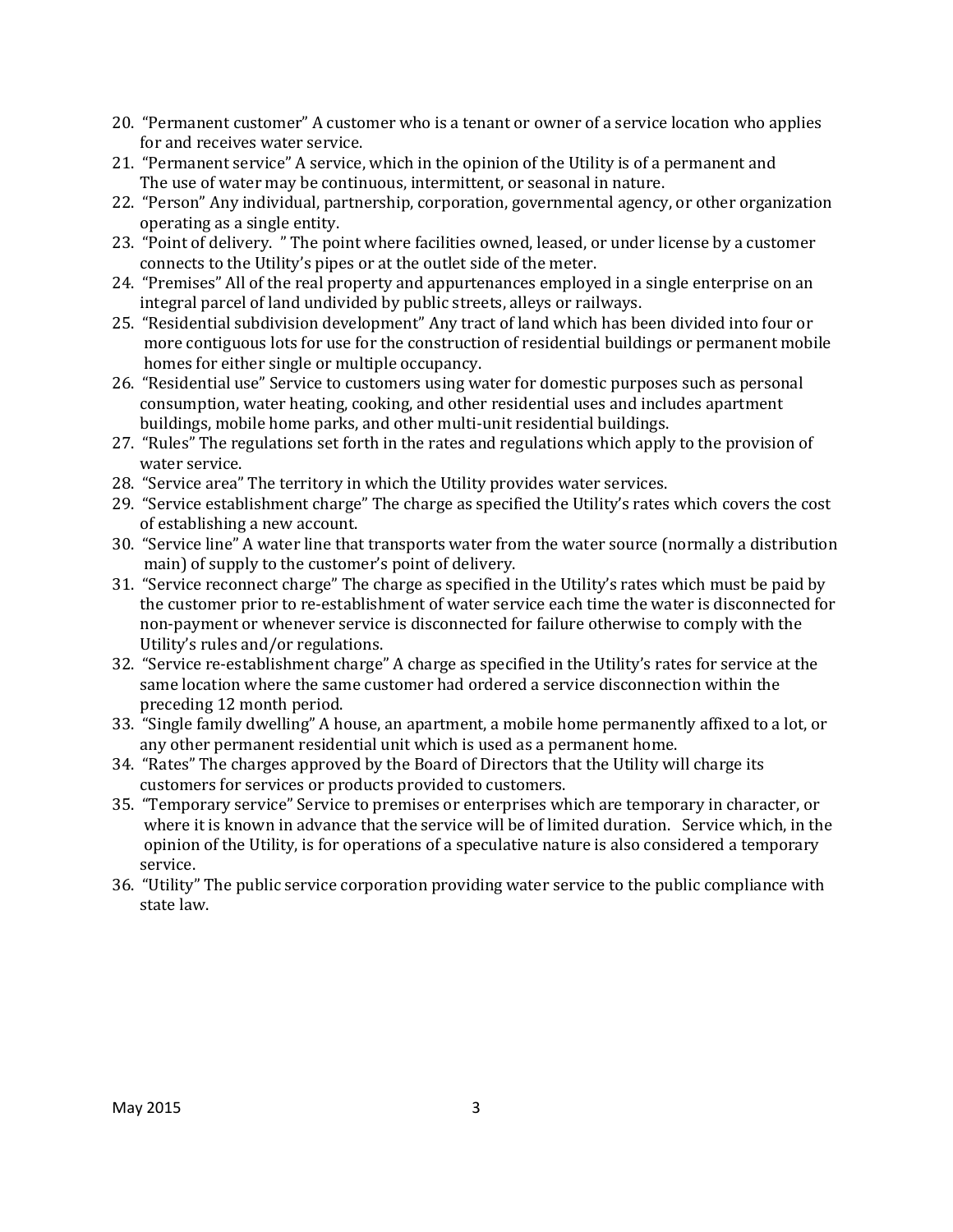20. "Permanent customer" A customer who is a tenant or owner of a service location who applies for and receives water service.
21. "Permanent service" A service, which in the opinion of the Utility is of a permanent and The use of water may be continuous, intermittent, or seasonal in nature.
22. "Person" Any individual, partnership, corporation, governmental agency, or other organization operating as a single entity.
23. "Point of delivery. " The point where facilities owned, leased, or under license by a customer connects to the Utility's pipes or at the outlet side of the meter.
24. "Premises" All of the real property and appurtenances employed in a single enterprise on an integral parcel of land undivided by public streets, alleys or railways.
25. "Residential subdivision development" Any tract of land which has been divided into four or more contiguous lots for use for the construction of residential buildings or permanent mobile homes for either single or multiple occupancy.
26. "Residential use" Service to customers using water for domestic purposes such as personal consumption, water heating, cooking, and other residential uses and includes apartment buildings, mobile home parks, and other multi-unit residential buildings.
27. "Rules" The regulations set forth in the rates and regulations which apply to the provision of water service.
28. "Service area" The territory in which the Utility provides water services.
29. "Service establishment charge" The charge as specified the Utility's rates which covers the cost of establishing a new account.
30. "Service line" A water line that transports water from the water source (normally a distribution main) of supply to the customer's point of delivery.
31. "Service reconnect charge" The charge as specified in the Utility's rates which must be paid by the customer prior to re-establishment of water service each time the water is disconnected for non-payment or whenever service is disconnected for failure otherwise to comply with the Utility's rules and/or regulations.
32. "Service re-establishment charge" A charge as specified in the Utility's rates for service at the same location where the same customer had ordered a service disconnection within the preceding 12 month period.
33. "Single family dwelling" A house, an apartment, a mobile home permanently affixed to a lot, or any other permanent residential unit which is used as a permanent home.
34. "Rates" The charges approved by the Board of Directors that the Utility will charge its customers for services or products provided to customers.
35. "Temporary service" Service to premises or enterprises which are temporary in character, or where it is known in advance that the service will be of limited duration. Service which, in the opinion of the Utility, is for operations of a speculative nature is also considered a temporary service.
36. "Utility" The public service corporation providing water service to the public compliance with state law.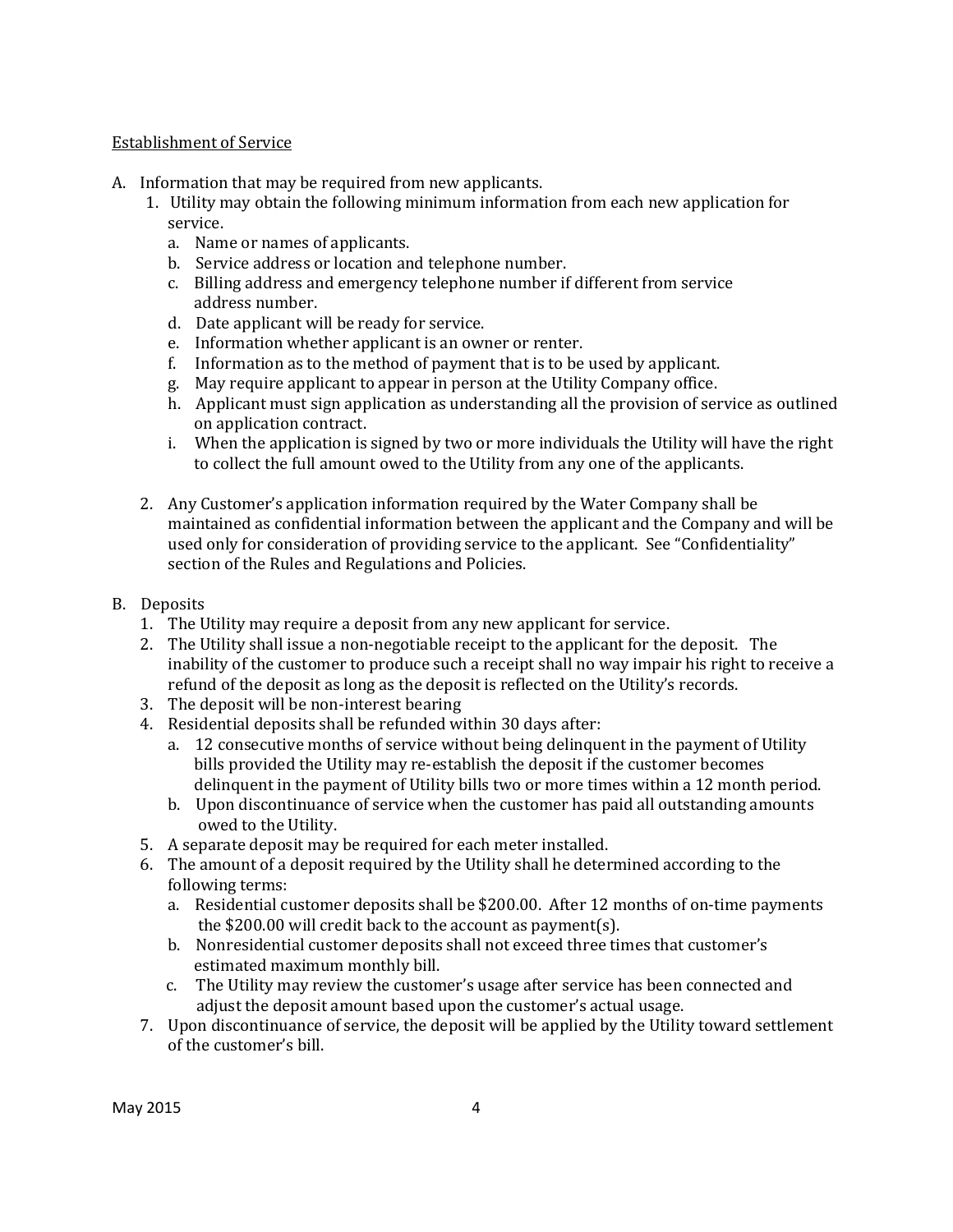Establishment of Service

A. Information that may be required from new applicants.
   1. Utility may obtain the following minimum information from each new application for service.
      a. Name or names of applicants.
      b. Service address or location and telephone number.
      c. Billing address and emergency telephone number if different from service address number.
      d. Date applicant will be ready for service.
      e. Information whether applicant is an owner or renter.
      f. Information as to the method of payment that is to be used by applicant.
      g. May require applicant to appear in person at the Utility Company office.
      h. Applicant must sign application as understanding all the provision of service as outlined on application contract.
      i. When the application is signed by two or more individuals the Utility will have the right to collect the full amount owed to the Utility from any one of the applicants.

   2. Any Customer's application information required by the Water Company shall be maintained as confidential information between the applicant and the Company and will be used only for consideration of providing service to the applicant. See "Confidentiality" section of the Rules and Regulations and Policies.

B. Deposits
   1. The Utility may require a deposit from any new applicant for service.
   2. The Utility shall issue a non-negotiable receipt to the applicant for the deposit. The inability of the customer to produce such a receipt shall no way impair his right to receive a refund of the deposit as long as the deposit is reflected on the Utility's records.
   3. The deposit will be non-interest bearing
   4. Residential deposits shall be refunded within 30 days after:
      a. 12 consecutive months of service without being delinquent in the payment of Utility bills provided the Utility may re-establish the deposit if the customer becomes delinquent in the payment of Utility bills two or more times within a 12 month period.
      b. Upon discontinuance of service when the customer has paid all outstanding amounts owed to the Utility.
   5. A separate deposit may be required for each meter installed.
   6. The amount of a deposit required by the Utility shall he determined according to the following terms:
      a. Residential customer deposits shall be $200.00. After 12 months of on-time payments the $200.00 will credit back to the account as payment(s).
      b. Nonresidential customer deposits shall not exceed three times that customer's estimated maximum monthly bill.
      c. The Utility may review the customer's usage after service has been connected and adjust the deposit amount based upon the customer's actual usage.
   7. Upon discontinuance of service, the deposit will be applied by the Utility toward settlement of the customer's bill.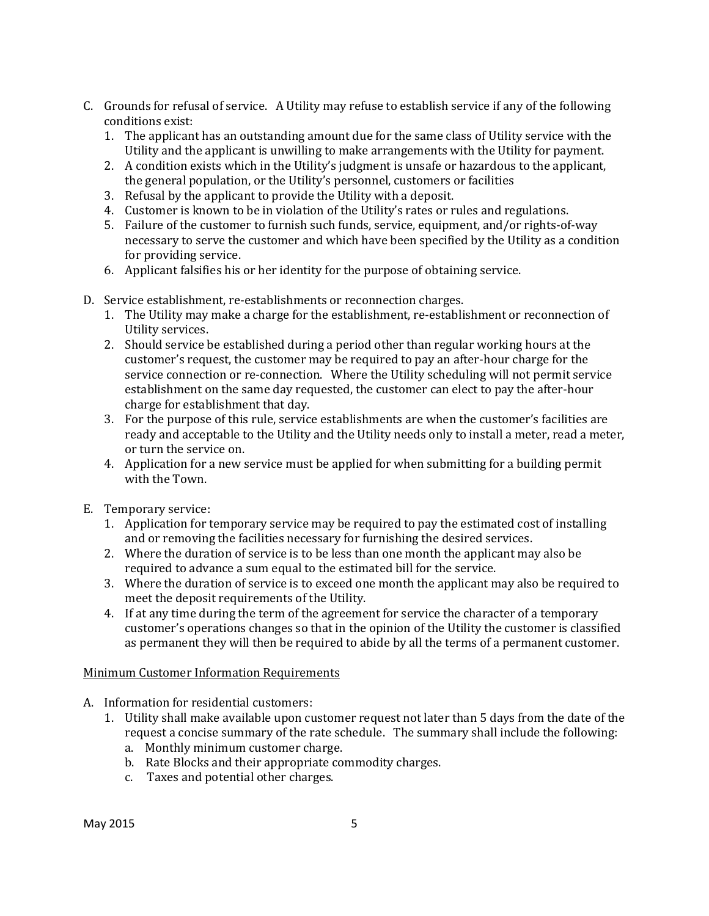C. Grounds for refusal of service. A Utility may refuse to establish service if any of the following conditions exist:
   1. The applicant has an outstanding amount due for the same class of Utility service with the Utility and the applicant is unwilling to make arrangements with the Utility for payment.
   2. A condition exists which in the Utility's judgment is unsafe or hazardous to the applicant, the general population, or the Utility's personnel, customers or facilities
   3. Refusal by the applicant to provide the Utility with a deposit.
   4. Customer is known to be in violation of the Utility's rates or rules and regulations.
   5. Failure of the customer to furnish such funds, service, equipment, and/or rights-of-way necessary to serve the customer and which have been specified by the Utility as a condition for providing service.
   6. Applicant falsifies his or her identity for the purpose of obtaining service.

D. Service establishment, re-establishments or reconnection charges.
   1. The Utility may make a charge for the establishment, re-establishment or reconnection of Utility services.
   2. Should service be established during a period other than regular working hours at the customer's request, the customer may be required to pay an after-hour charge for the service connection or re-connection. Where the Utility scheduling will not permit service establishment on the same day requested, the customer can elect to pay the after-hour charge for establishment that day.
   3. For the purpose of this rule, service establishments are when the customer's facilities are ready and acceptable to the Utility and the Utility needs only to install a meter, read a meter, or turn the service on.
   4. Application for a new service must be applied for when submitting for a building permit with the Town.

E. Temporary service:
   1. Application for temporary service may be required to pay the estimated cost of installing and or removing the facilities necessary for furnishing the desired services.
   2. Where the duration of service is to be less than one month the applicant may also be required to advance a sum equal to the estimated bill for the service.
   3. Where the duration of service is to exceed one month the applicant may also be required to meet the deposit requirements of the Utility.
   4. If at any time during the term of the agreement for service the character of a temporary customer's operations changes so that in the opinion of the Utility the customer is classified as permanent they will then be required to abide by all the terms of a permanent customer.

<u>Minimum Customer Information Requirements</u>

A. Information for residential customers:
   1. Utility shall make available upon customer request not later than 5 days from the date of the request a concise summary of the rate schedule. The summary shall include the following:
      a. Monthly minimum customer charge.
      b. Rate Blocks and their appropriate commodity charges.
      c. Taxes and potential other charges.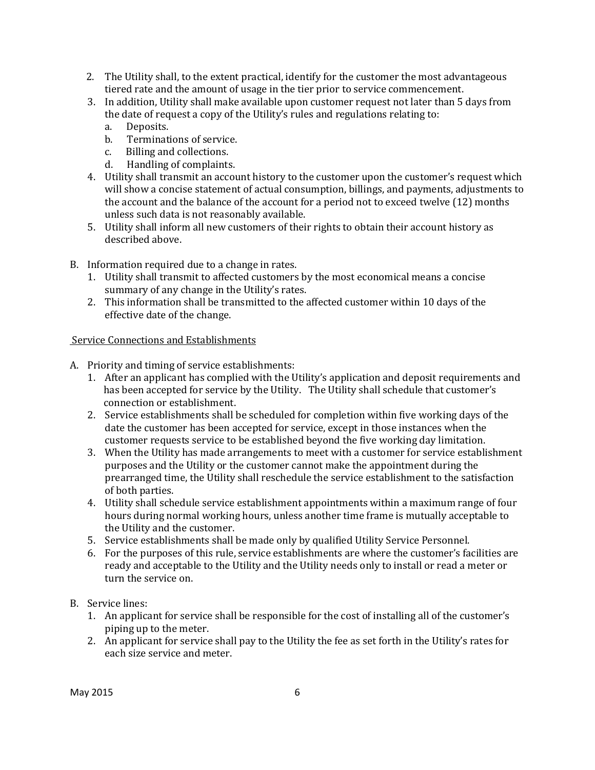2. The Utility shall, to the extent practical, identify for the customer the most advantageous tiered rate and the amount of usage in the tier prior to service commencement.
3. In addition, Utility shall make available upon customer request not later than 5 days from the date of request a copy of the Utility's rules and regulations relating to:
   a. Deposits.
   b. Terminations of service.
   c. Billing and collections.
   d. Handling of complaints.
4. Utility shall transmit an account history to the customer upon the customer's request which will show a concise statement of actual consumption, billings, and payments, adjustments to the account and the balance of the account for a period not to exceed twelve (12) months unless such data is not reasonably available.
5. Utility shall inform all new customers of their rights to obtain their account history as described above.

B. Information required due to a change in rates.
   1. Utility shall transmit to affected customers by the most economical means a concise summary of any change in the Utility's rates.
   2. This information shall be transmitted to the affected customer within 10 days of the effective date of the change.

<u>Service Connections and Establishments</u>

A. Priority and timing of service establishments:
   1. After an applicant has complied with the Utility's application and deposit requirements and has been accepted for service by the Utility. The Utility shall schedule that customer's connection or establishment.
   2. Service establishments shall be scheduled for completion within five working days of the date the customer has been accepted for service, except in those instances when the customer requests service to be established beyond the five working day limitation.
   3. When the Utility has made arrangements to meet with a customer for service establishment purposes and the Utility or the customer cannot make the appointment during the prearranged time, the Utility shall reschedule the service establishment to the satisfaction of both parties.
   4. Utility shall schedule service establishment appointments within a maximum range of four hours during normal working hours, unless another time frame is mutually acceptable to the Utility and the customer.
   5. Service establishments shall be made only by qualified Utility Service Personnel.
   6. For the purposes of this rule, service establishments are where the customer's facilities are ready and acceptable to the Utility and the Utility needs only to install or read a meter or turn the service on.

B. Service lines:
   1. An applicant for service shall be responsible for the cost of installing all of the customer's piping up to the meter.
   2. An applicant for service shall pay to the Utility the fee as set forth in the Utility's rates for each size service and meter.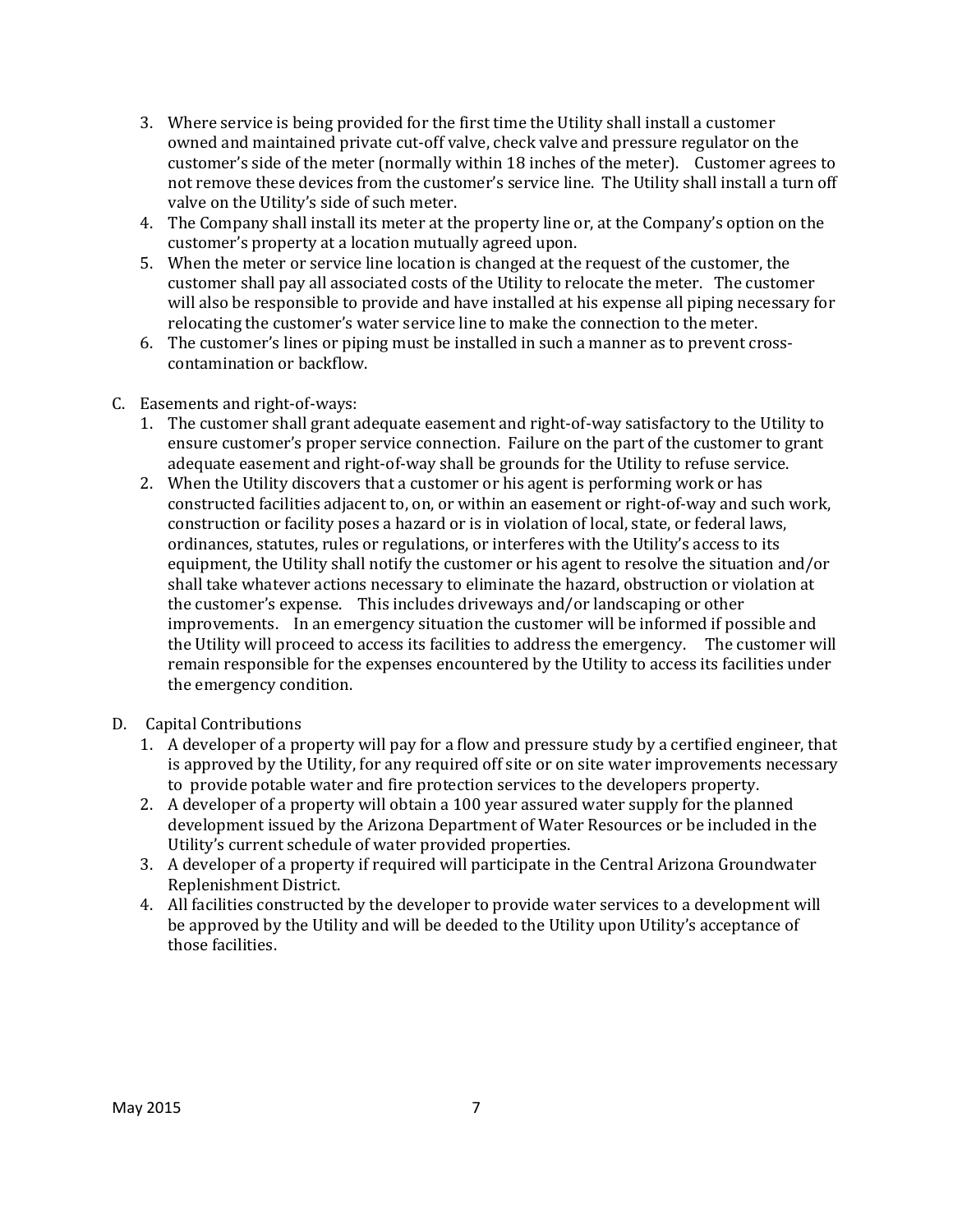3. Where service is being provided for the first time the Utility shall install a customer owned and maintained private cut-off valve, check valve and pressure regulator on the customer's side of the meter (normally within 18 inches of the meter). Customer agrees to not remove these devices from the customer's service line. The Utility shall install a turn off valve on the Utility's side of such meter.
4. The Company shall install its meter at the property line or, at the Company's option on the customer's property at a location mutually agreed upon.
5. When the meter or service line location is changed at the request of the customer, the customer shall pay all associated costs of the Utility to relocate the meter. The customer will also be responsible to provide and have installed at his expense all piping necessary for relocating the customer's water service line to make the connection to the meter.
6. The customer's lines or piping must be installed in such a manner as to prevent cross-contamination or backflow.

C. Easements and right-of-ways:

1. The customer shall grant adequate easement and right-of-way satisfactory to the Utility to ensure customer's proper service connection. Failure on the part of the customer to grant adequate easement and right-of-way shall be grounds for the Utility to refuse service.
2. When the Utility discovers that a customer or his agent is performing work or has constructed facilities adjacent to, on, or within an easement or right-of-way and such work, construction or facility poses a hazard or is in violation of local, state, or federal laws, ordinances, statutes, rules or regulations, or interferes with the Utility's access to its equipment, the Utility shall notify the customer or his agent to resolve the situation and/or shall take whatever actions necessary to eliminate the hazard, obstruction or violation at the customer's expense. This includes driveways and/or landscaping or other improvements. In an emergency situation the customer will be informed if possible and the Utility will proceed to access its facilities to address the emergency. The customer will remain responsible for the expenses encountered by the Utility to access its facilities under the emergency condition.

D. Capital Contributions

1. A developer of a property will pay for a flow and pressure study by a certified engineer, that is approved by the Utility, for any required off site or on site water improvements necessary to provide potable water and fire protection services to the developers property.
2. A developer of a property will obtain a 100 year assured water supply for the planned development issued by the Arizona Department of Water Resources or be included in the Utility's current schedule of water provided properties.
3. A developer of a property if required will participate in the Central Arizona Groundwater Replenishment District.
4. All facilities constructed by the developer to provide water services to a development will be approved by the Utility and will be deeded to the Utility upon Utility's acceptance of those facilities.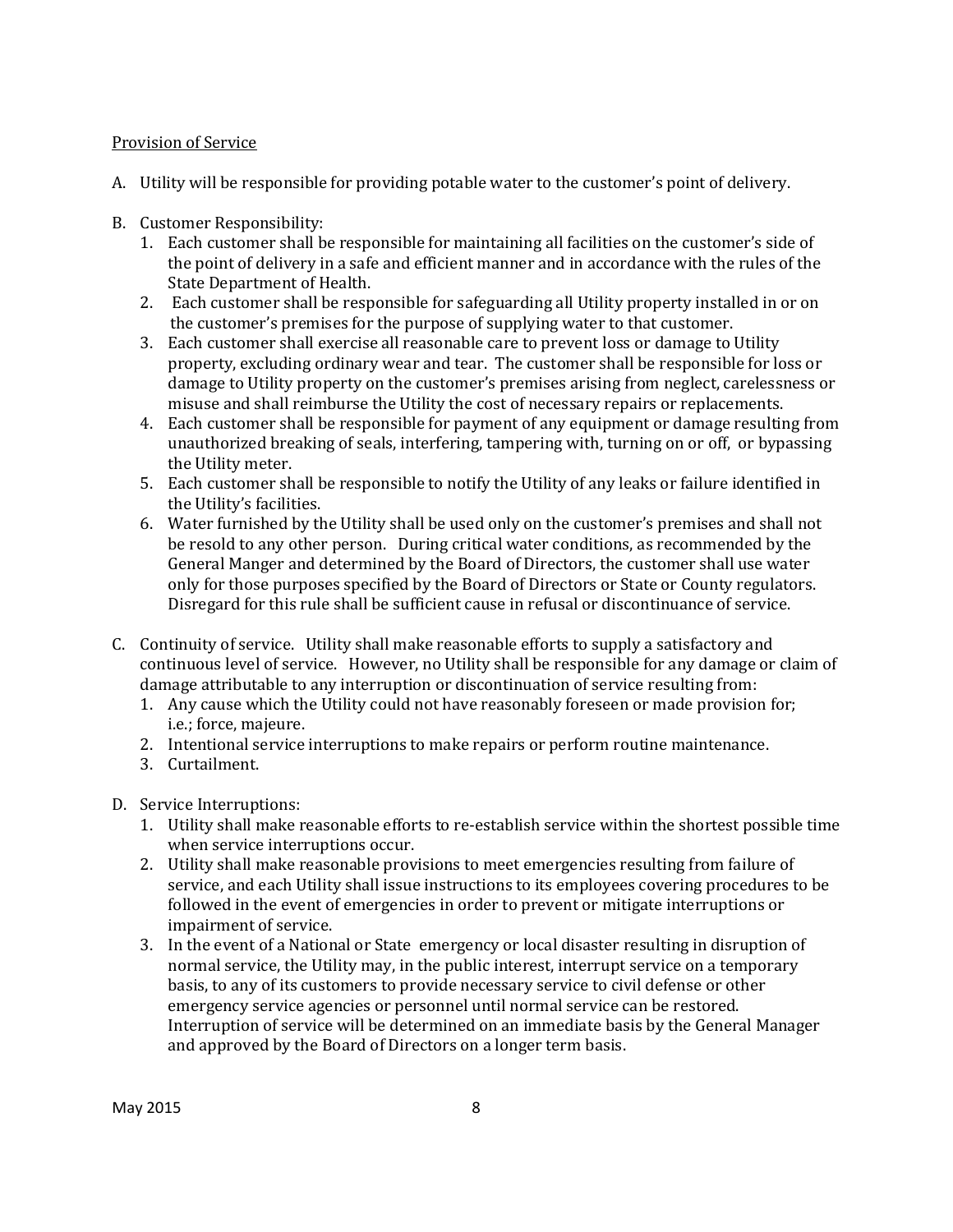<u>Provision of Service</u>

A. Utility will be responsible for providing potable water to the customer's point of delivery.

B. Customer Responsibility:
   1. Each customer shall be responsible for maintaining all facilities on the customer's side of the point of delivery in a safe and efficient manner and in accordance with the rules of the State Department of Health.
   2. Each customer shall be responsible for safeguarding all Utility property installed in or on the customer's premises for the purpose of supplying water to that customer.
   3. Each customer shall exercise all reasonable care to prevent loss or damage to Utility property, excluding ordinary wear and tear. The customer shall be responsible for loss or damage to Utility property on the customer's premises arising from neglect, carelessness or misuse and shall reimburse the Utility the cost of necessary repairs or replacements.
   4. Each customer shall be responsible for payment of any equipment or damage resulting from unauthorized breaking of seals, interfering, tampering with, turning on or off, or bypassing the Utility meter.
   5. Each customer shall be responsible to notify the Utility of any leaks or failure identified in the Utility's facilities.
   6. Water furnished by the Utility shall be used only on the customer's premises and shall not be resold to any other person. During critical water conditions, as recommended by the General Manger and determined by the Board of Directors, the customer shall use water only for those purposes specified by the Board of Directors or State or County regulators. Disregard for this rule shall be sufficient cause in refusal or discontinuance of service.

C. Continuity of service. Utility shall make reasonable efforts to supply a satisfactory and continuous level of service. However, no Utility shall be responsible for any damage or claim of damage attributable to any interruption or discontinuation of service resulting from:
   1. Any cause which the Utility could not have reasonably foreseen or made provision for; i.e.; force, majeure.
   2. Intentional service interruptions to make repairs or perform routine maintenance.
   3. Curtailment.

D. Service Interruptions:
   1. Utility shall make reasonable efforts to re-establish service within the shortest possible time when service interruptions occur.
   2. Utility shall make reasonable provisions to meet emergencies resulting from failure of service, and each Utility shall issue instructions to its employees covering procedures to be followed in the event of emergencies in order to prevent or mitigate interruptions or impairment of service.
   3. In the event of a National or State emergency or local disaster resulting in disruption of normal service, the Utility may, in the public interest, interrupt service on a temporary basis, to any of its customers to provide necessary service to civil defense or other emergency service agencies or personnel until normal service can be restored. Interruption of service will be determined on an immediate basis by the General Manager and approved by the Board of Directors on a longer term basis.

May 2015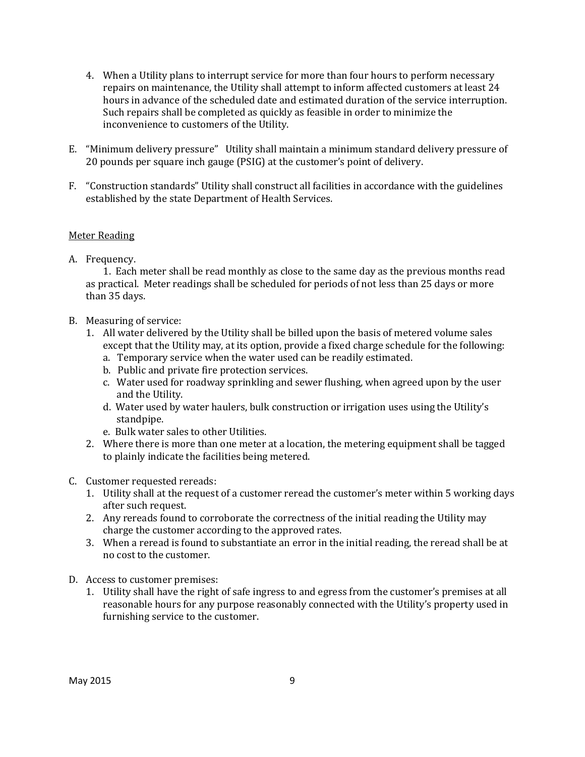4. When a Utility plans to interrupt service for more than four hours to perform necessary repairs on maintenance, the Utility shall attempt to inform affected customers at least 24 hours in advance of the scheduled date and estimated duration of the service interruption. Such repairs shall be completed as quickly as feasible in order to minimize the inconvenience to customers of the Utility.

E. "Minimum delivery pressure" Utility shall maintain a minimum standard delivery pressure of 20 pounds per square inch gauge (PSIG) at the customer's point of delivery.

F. "Construction standards" Utility shall construct all facilities in accordance with the guidelines established by the state Department of Health Services.

<u>Meter Reading</u>

A. Frequency.
   1. Each meter shall be read monthly as close to the same day as the previous months read as practical. Meter readings shall be scheduled for periods of not less than 25 days or more than 35 days.

B. Measuring of service:
   1. All water delivered by the Utility shall be billed upon the basis of metered volume sales except that the Utility may, at its option, provide a fixed charge schedule for the following:
      a. Temporary service when the water used can be readily estimated.
      b. Public and private fire protection services.
      c. Water used for roadway sprinkling and sewer flushing, when agreed upon by the user and the Utility.
      d. Water used by water haulers, bulk construction or irrigation uses using the Utility's standpipe.
      e. Bulk water sales to other Utilities.
   2. Where there is more than one meter at a location, the metering equipment shall be tagged to plainly indicate the facilities being metered.

C. Customer requested rereads:
   1. Utility shall at the request of a customer reread the customer's meter within 5 working days after such request.
   2. Any rereads found to corroborate the correctness of the initial reading the Utility may charge the customer according to the approved rates.
   3. When a reread is found to substantiate an error in the initial reading, the reread shall be at no cost to the customer.

D. Access to customer premises:
   1. Utility shall have the right of safe ingress to and egress from the customer's premises at all reasonable hours for any purpose reasonably connected with the Utility's property used in furnishing service to the customer.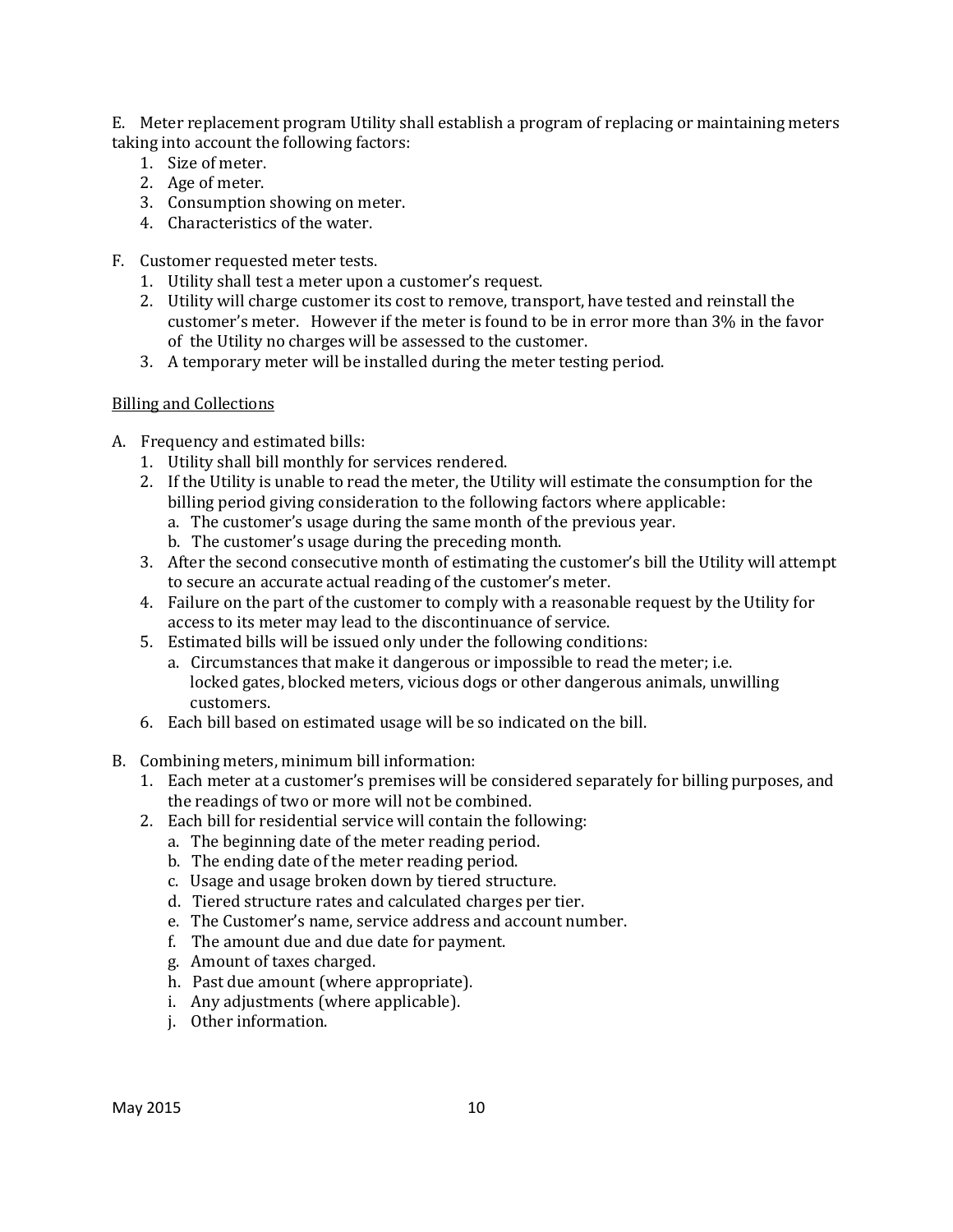E. Meter replacement program Utility shall establish a program of replacing or maintaining meters taking into account the following factors:
   1. Size of meter.
   2. Age of meter.
   3. Consumption showing on meter.
   4. Characteristics of the water.

F. Customer requested meter tests.
   1. Utility shall test a meter upon a customer's request.
   2. Utility will charge customer its cost to remove, transport, have tested and reinstall the customer's meter. However if the meter is found to be in error more than 3% in the favor of the Utility no charges will be assessed to the customer.
   3. A temporary meter will be installed during the meter testing period.

<u>Billing and Collections</u>

A. Frequency and estimated bills:
   1. Utility shall bill monthly for services rendered.
   2. If the Utility is unable to read the meter, the Utility will estimate the consumption for the billing period giving consideration to the following factors where applicable:
      a. The customer's usage during the same month of the previous year.
      b. The customer's usage during the preceding month.
   3. After the second consecutive month of estimating the customer's bill the Utility will attempt to secure an accurate actual reading of the customer's meter.
   4. Failure on the part of the customer to comply with a reasonable request by the Utility for access to its meter may lead to the discontinuance of service.
   5. Estimated bills will be issued only under the following conditions:
      a. Circumstances that make it dangerous or impossible to read the meter; i.e. locked gates, blocked meters, vicious dogs or other dangerous animals, unwilling customers.
   6. Each bill based on estimated usage will be so indicated on the bill.

B. Combining meters, minimum bill information:
   1. Each meter at a customer's premises will be considered separately for billing purposes, and the readings of two or more will not be combined.
   2. Each bill for residential service will contain the following:
      a. The beginning date of the meter reading period.
      b. The ending date of the meter reading period.
      c. Usage and usage broken down by tiered structure.
      d. Tiered structure rates and calculated charges per tier.
      e. The Customer's name, service address and account number.
      f. The amount due and due date for payment.
      g. Amount of taxes charged.
      h. Past due amount (where appropriate).
      i. Any adjustments (where applicable).
      j. Other information.

May 2015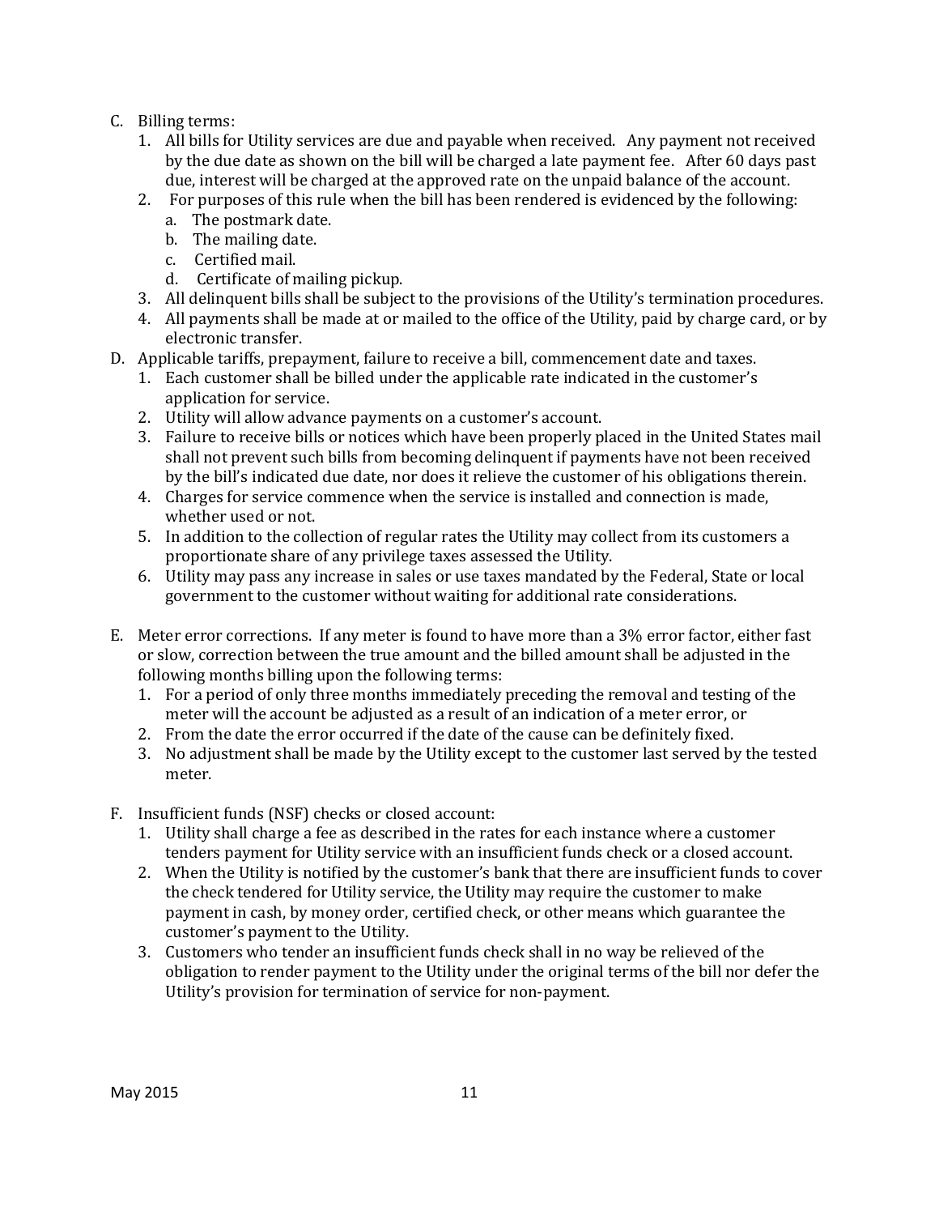C. Billing terms:
   1. All bills for Utility services are due and payable when received. Any payment not received by the due date as shown on the bill will be charged a late payment fee. After 60 days past due, interest will be charged at the approved rate on the unpaid balance of the account.
   2. For purposes of this rule when the bill has been rendered is evidenced by the following:
      a. The postmark date.
      b. The mailing date.
      c. Certified mail.
      d. Certificate of mailing pickup.
   3. All delinquent bills shall be subject to the provisions of the Utility's termination procedures.
   4. All payments shall be made at or mailed to the office of the Utility, paid by charge card, or by electronic transfer.

D. Applicable tariffs, prepayment, failure to receive a bill, commencement date and taxes.
   1. Each customer shall be billed under the applicable rate indicated in the customer's application for service.
   2. Utility will allow advance payments on a customer's account.
   3. Failure to receive bills or notices which have been properly placed in the United States mail shall not prevent such bills from becoming delinquent if payments have not been received by the bill's indicated due date, nor does it relieve the customer of his obligations therein.
   4. Charges for service commence when the service is installed and connection is made, whether used or not.
   5. In addition to the collection of regular rates the Utility may collect from its customers a proportionate share of any privilege taxes assessed the Utility.
   6. Utility may pass any increase in sales or use taxes mandated by the Federal, State or local government to the customer without waiting for additional rate considerations.

E. Meter error corrections. If any meter is found to have more than a 3% error factor, either fast or slow, correction between the true amount and the billed amount shall be adjusted in the following months billing upon the following terms:
   1. For a period of only three months immediately preceding the removal and testing of the meter will the account be adjusted as a result of an indication of a meter error, or
   2. From the date the error occurred if the date of the cause can be definitely fixed.
   3. No adjustment shall be made by the Utility except to the customer last served by the tested meter.

F. Insufficient funds (NSF) checks or closed account:
   1. Utility shall charge a fee as described in the rates for each instance where a customer tenders payment for Utility service with an insufficient funds check or a closed account.
   2. When the Utility is notified by the customer's bank that there are insufficient funds to cover the check tendered for Utility service, the Utility may require the customer to make payment in cash, by money order, certified check, or other means which guarantee the customer's payment to the Utility.
   3. Customers who tender an insufficient funds check shall in no way be relieved of the obligation to render payment to the Utility under the original terms of the bill nor defer the Utility's provision for termination of service for non-payment.

May 2015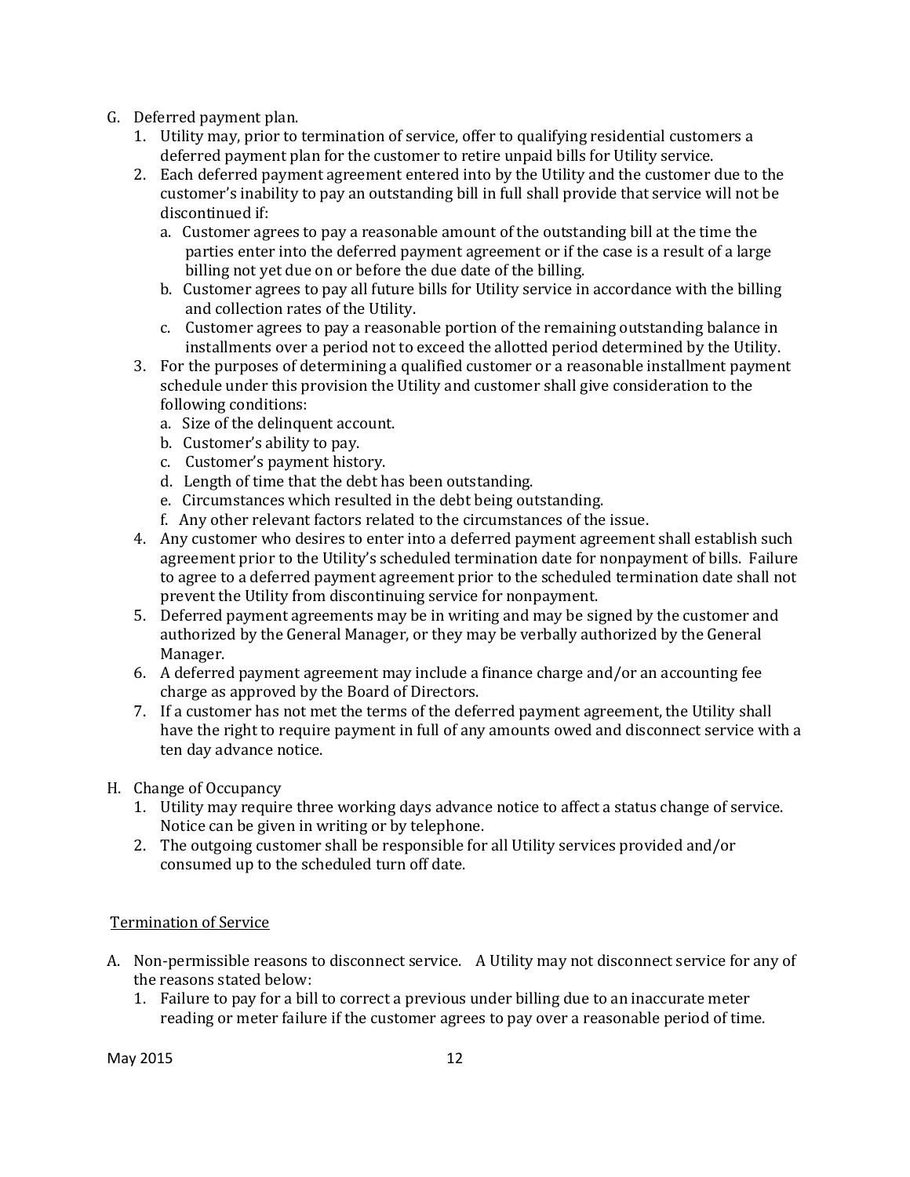G. Deferred payment plan.
   1. Utility may, prior to termination of service, offer to qualifying residential customers a deferred payment plan for the customer to retire unpaid bills for Utility service.
   2. Each deferred payment agreement entered into by the Utility and the customer due to the customer's inability to pay an outstanding bill in full shall provide that service will not be discontinued if:
      a. Customer agrees to pay a reasonable amount of the outstanding bill at the time the parties enter into the deferred payment agreement or if the case is a result of a large billing not yet due on or before the due date of the billing.
      b. Customer agrees to pay all future bills for Utility service in accordance with the billing and collection rates of the Utility.
      c. Customer agrees to pay a reasonable portion of the remaining outstanding balance in installments over a period not to exceed the allotted period determined by the Utility.
   3. For the purposes of determining a qualified customer or a reasonable installment payment schedule under this provision the Utility and customer shall give consideration to the following conditions:
      a. Size of the delinquent account.
      b. Customer's ability to pay.
      c. Customer's payment history.
      d. Length of time that the debt has been outstanding.
      e. Circumstances which resulted in the debt being outstanding.
      f. Any other relevant factors related to the circumstances of the issue.
   4. Any customer who desires to enter into a deferred payment agreement shall establish such agreement prior to the Utility's scheduled termination date for nonpayment of bills. Failure to agree to a deferred payment agreement prior to the scheduled termination date shall not prevent the Utility from discontinuing service for nonpayment.
   5. Deferred payment agreements may be in writing and may be signed by the customer and authorized by the General Manager, or they may be verbally authorized by the General Manager.
   6. A deferred payment agreement may include a finance charge and/or an accounting fee charge as approved by the Board of Directors.
   7. If a customer has not met the terms of the deferred payment agreement, the Utility shall have the right to require payment in full of any amounts owed and disconnect service with a ten day advance notice.

H. Change of Occupancy
   1. Utility may require three working days advance notice to affect a status change of service. Notice can be given in writing or by telephone.
   2. The outgoing customer shall be responsible for all Utility services provided and/or consumed up to the scheduled turn off date.

<u>Termination of Service</u>

A. Non-permissible reasons to disconnect service. A Utility may not disconnect service for any of the reasons stated below:
   1. Failure to pay for a bill to correct a previous under billing due to an inaccurate meter reading or meter failure if the customer agrees to pay over a reasonable period of time.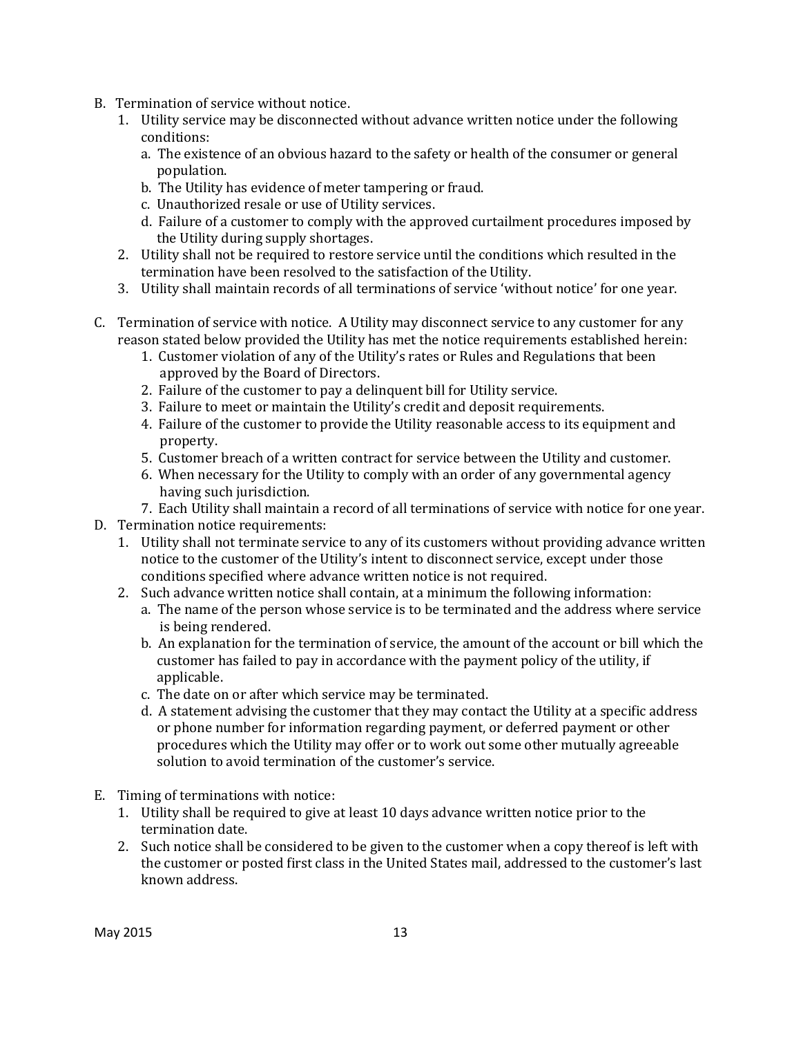B. Termination of service without notice.
   1. Utility service may be disconnected without advance written notice under the following conditions:
      a. The existence of an obvious hazard to the safety or health of the consumer or general population.
      b. The Utility has evidence of meter tampering or fraud.
      c. Unauthorized resale or use of Utility services.
      d. Failure of a customer to comply with the approved curtailment procedures imposed by the Utility during supply shortages.
   2. Utility shall not be required to restore service until the conditions which resulted in the termination have been resolved to the satisfaction of the Utility.
   3. Utility shall maintain records of all terminations of service 'without notice' for one year.

C. Termination of service with notice. A Utility may disconnect service to any customer for any reason stated below provided the Utility has met the notice requirements established herein:
   1. Customer violation of any of the Utility's rates or Rules and Regulations that been approved by the Board of Directors.
   2. Failure of the customer to pay a delinquent bill for Utility service.
   3. Failure to meet or maintain the Utility's credit and deposit requirements.
   4. Failure of the customer to provide the Utility reasonable access to its equipment and property.
   5. Customer breach of a written contract for service between the Utility and customer.
   6. When necessary for the Utility to comply with an order of any governmental agency having such jurisdiction.
   7. Each Utility shall maintain a record of all terminations of service with notice for one year.

D. Termination notice requirements:
   1. Utility shall not terminate service to any of its customers without providing advance written notice to the customer of the Utility's intent to disconnect service, except under those conditions specified where advance written notice is not required.
   2. Such advance written notice shall contain, at a minimum the following information:
      a. The name of the person whose service is to be terminated and the address where service is being rendered.
      b. An explanation for the termination of service, the amount of the account or bill which the customer has failed to pay in accordance with the payment policy of the utility, if applicable.
      c. The date on or after which service may be terminated.
      d. A statement advising the customer that they may contact the Utility at a specific address or phone number for information regarding payment, or deferred payment or other procedures which the Utility may offer or to work out some other mutually agreeable solution to avoid termination of the customer's service.

E. Timing of terminations with notice:
   1. Utility shall be required to give at least 10 days advance written notice prior to the termination date.
   2. Such notice shall be considered to be given to the customer when a copy thereof is left with the customer or posted first class in the United States mail, addressed to the customer's last known address.

May 2015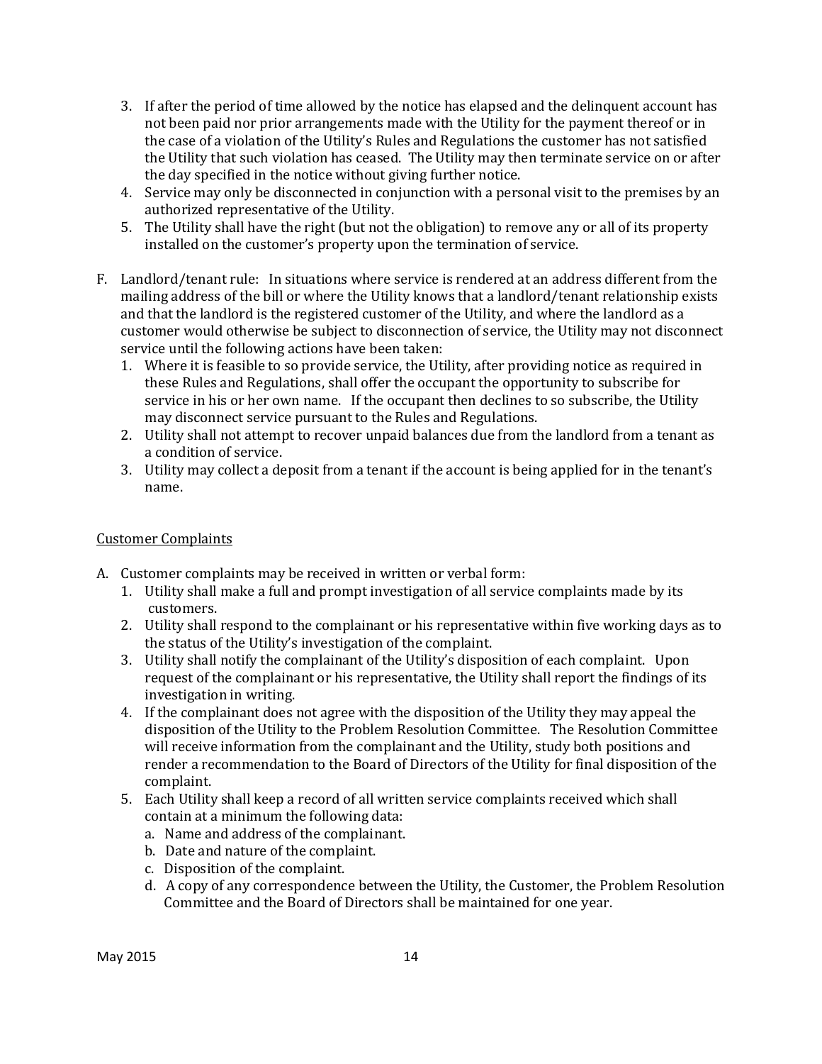3. If after the period of time allowed by the notice has elapsed and the delinquent account has not been paid nor prior arrangements made with the Utility for the payment thereof or in the case of a violation of the Utility's Rules and Regulations the customer has not satisfied the Utility that such violation has ceased. The Utility may then terminate service on or after the day specified in the notice without giving further notice.
4. Service may only be disconnected in conjunction with a personal visit to the premises by an authorized representative of the Utility.
5. The Utility shall have the right (but not the obligation) to remove any or all of its property installed on the customer's property upon the termination of service.

F. Landlord/tenant rule: In situations where service is rendered at an address different from the mailing address of the bill or where the Utility knows that a landlord/tenant relationship exists and that the landlord is the registered customer of the Utility, and where the landlord as a customer would otherwise be subject to disconnection of service, the Utility may not disconnect service until the following actions have been taken:
   1. Where it is feasible to so provide service, the Utility, after providing notice as required in these Rules and Regulations, shall offer the occupant the opportunity to subscribe for service in his or her own name. If the occupant then declines to so subscribe, the Utility may disconnect service pursuant to the Rules and Regulations.
   2. Utility shall not attempt to recover unpaid balances due from the landlord from a tenant as a condition of service.
   3. Utility may collect a deposit from a tenant if the account is being applied for in the tenant's name.

<u>Customer Complaints</u>

A. Customer complaints may be received in written or verbal form:
   1. Utility shall make a full and prompt investigation of all service complaints made by its customers.
   2. Utility shall respond to the complainant or his representative within five working days as to the status of the Utility's investigation of the complaint.
   3. Utility shall notify the complainant of the Utility's disposition of each complaint. Upon request of the complainant or his representative, the Utility shall report the findings of its investigation in writing.
   4. If the complainant does not agree with the disposition of the Utility they may appeal the disposition of the Utility to the Problem Resolution Committee. The Resolution Committee will receive information from the complainant and the Utility, study both positions and render a recommendation to the Board of Directors of the Utility for final disposition of the complaint.
   5. Each Utility shall keep a record of all written service complaints received which shall contain at a minimum the following data:
      a. Name and address of the complainant.
      b. Date and nature of the complaint.
      c. Disposition of the complaint.
      d. A copy of any correspondence between the Utility, the Customer, the Problem Resolution Committee and the Board of Directors shall be maintained for one year.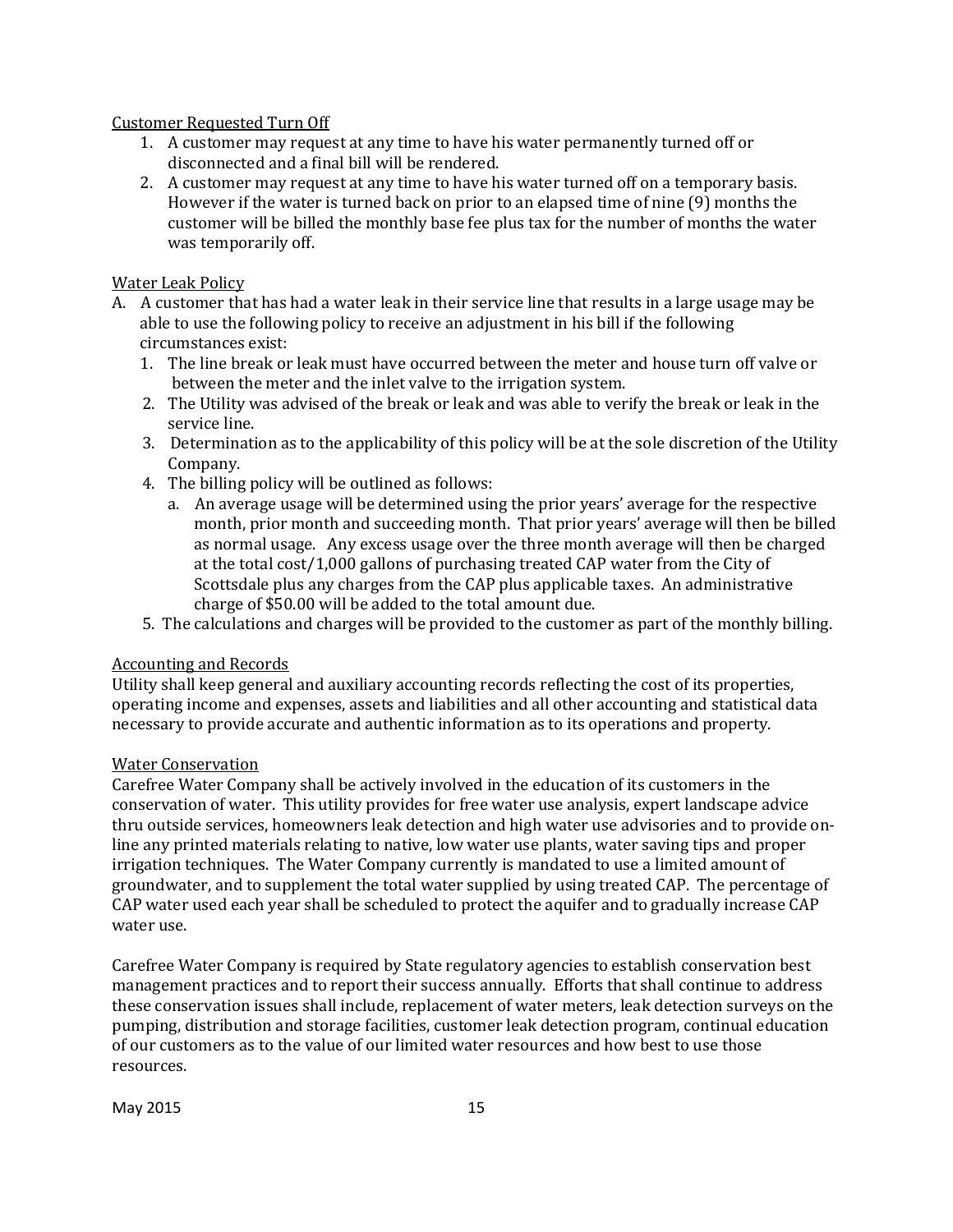Customer Requested Turn Off

1. A customer may request at any time to have his water permanently turned off or disconnected and a final bill will be rendered.
2. A customer may request at any time to have his water turned off on a temporary basis. However if the water is turned back on prior to an elapsed time of nine (9) months the customer will be billed the monthly base fee plus tax for the number of months the water was temporarily off.

Water Leak Policy

A. A customer that has had a water leak in their service line that results in a large usage may be able to use the following policy to receive an adjustment in his bill if the following circumstances exist:
   1. The line break or leak must have occurred between the meter and house turn off valve or between the meter and the inlet valve to the irrigation system.
   2. The Utility was advised of the break or leak and was able to verify the break or leak in the service line.
   3. Determination as to the applicability of this policy will be at the sole discretion of the Utility Company.
   4. The billing policy will be outlined as follows:
      a. An average usage will be determined using the prior years' average for the respective month, prior month and succeeding month. That prior years' average will then be billed as normal usage. Any excess usage over the three month average will then be charged at the total cost/1,000 gallons of purchasing treated CAP water from the City of Scottsdale plus any charges from the CAP plus applicable taxes. An administrative charge of $50.00 will be added to the total amount due.
   5. The calculations and charges will be provided to the customer as part of the monthly billing.

Accounting and Records

Utility shall keep general and auxiliary accounting records reflecting the cost of its properties, operating income and expenses, assets and liabilities and all other accounting and statistical data necessary to provide accurate and authentic information as to its operations and property.

Water Conservation

Carefree Water Company shall be actively involved in the education of its customers in the conservation of water. This utility provides for free water use analysis, expert landscape advice thru outside services, homeowners leak detection and high water use advisories and to provide on-line any printed materials relating to native, low water use plants, water saving tips and proper irrigation techniques. The Water Company currently is mandated to use a limited amount of groundwater, and to supplement the total water supplied by using treated CAP. The percentage of CAP water used each year shall be scheduled to protect the aquifer and to gradually increase CAP water use.

Carefree Water Company is required by State regulatory agencies to establish conservation best management practices and to report their success annually. Efforts that shall continue to address these conservation issues shall include, replacement of water meters, leak detection surveys on the pumping, distribution and storage facilities, customer leak detection program, continual education of our customers as to the value of our limited water resources and how best to use those resources.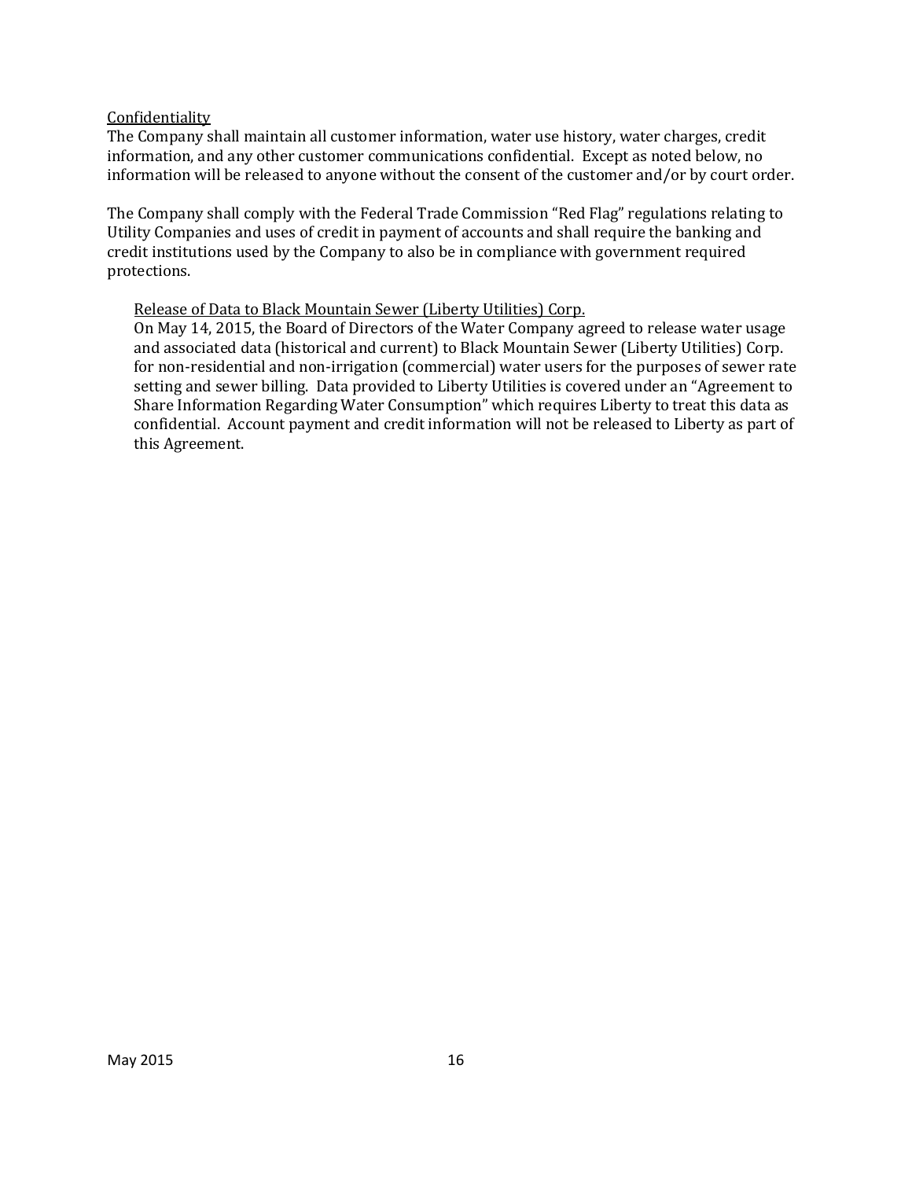## Confidentiality

The Company shall maintain all customer information, water use history, water charges, credit information, and any other customer communications confidential. Except as noted below, no information will be released to anyone without the consent of the customer and/or by court order.

The Company shall comply with the Federal Trade Commission "Red Flag" regulations relating to Utility Companies and uses of credit in payment of accounts and shall require the banking and credit institutions used by the Company to also be in compliance with government required protections.

### Release of Data to Black Mountain Sewer (Liberty Utilities) Corp.

On May 14, 2015, the Board of Directors of the Water Company agreed to release water usage and associated data (historical and current) to Black Mountain Sewer (Liberty Utilities) Corp. for non-residential and non-irrigation (commercial) water users for the purposes of sewer rate setting and sewer billing. Data provided to Liberty Utilities is covered under an "Agreement to Share Information Regarding Water Consumption" which requires Liberty to treat this data as confidential. Account payment and credit information will not be released to Liberty as part of this Agreement.